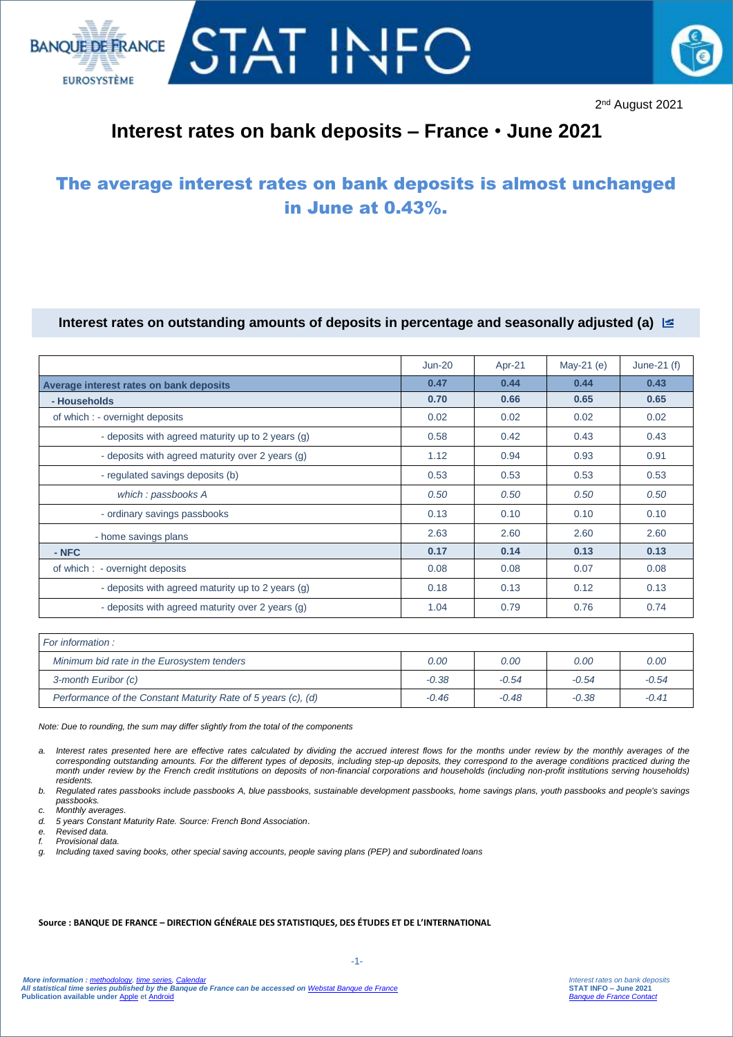BANQUE DE FRANCE EUROSYSTÈME

# STAT INFO

2nd August 2021

# Interest rates on bank deposits – France • June 2021

## The average interest rates on bank deposits is almost unchanged in June at 0.43%.

### Interest rates on outstanding amounts of deposits in percentage and seasonally adjusted (a)

| | Jun-20 | Apr-21 | May-21 (e) | June-21 (f) |
|---|---|---|---|---|
| **Average interest rates on bank deposits** | **0.47** | **0.44** | **0.44** | **0.43** |
| **- Households** | **0.70** | **0.66** | **0.65** | **0.65** |
| of which : - overnight deposits | 0.02 | 0.02 | 0.02 | 0.02 |
| - deposits with agreed maturity up to 2 years (g) | 0.58 | 0.42 | 0.43 | 0.43 |
| - deposits with agreed maturity over 2 years (g) | 1.12 | 0.94 | 0.93 | 0.91 |
| - regulated savings deposits (b) | 0.53 | 0.53 | 0.53 | 0.53 |
| *which : passbooks A* | *0.50* | *0.50* | *0.50* | *0.50* |
| - ordinary savings passbooks | 0.13 | 0.10 | 0.10 | 0.10 |
| - home savings plans | 2.63 | 2.60 | 2.60 | 2.60 |
| **- NFC** | **0.17** | **0.14** | **0.13** | **0.13** |
| of which : - overnight deposits | 0.08 | 0.08 | 0.07 | 0.08 |
| - deposits with agreed maturity up to 2 years (g) | 0.18 | 0.13 | 0.12 | 0.13 |
| - deposits with agreed maturity over 2 years (g) | 1.04 | 0.79 | 0.76 | 0.74 |

| *For information :* | | | | |
|---|---|---|---|---|
| *Minimum bid rate in the Eurosystem tenders* | *0.00* | *0.00* | *0.00* | *0.00* |
| *3-month Euribor (c)* | *-0.38* | *-0.54* | *-0.54* | *-0.54* |
| *Performance of the Constant Maturity Rate of 5 years (c), (d)* | *-0.46* | *-0.48* | *-0.38* | *-0.41* |

*Note: Due to rounding, the sum may differ slightly from the total of the components*

a. *Interest rates presented here are effective rates calculated by dividing the accrued interest flows for the months under review by the monthly averages of the corresponding outstanding amounts. For the different types of deposits, including step-up deposits, they correspond to the average conditions practiced during the month under review by the French credit institutions on deposits of non-financial corporations and households (including non-profit institutions serving households) residents.*
b. *Regulated rates passbooks include passbooks A, blue passbooks, sustainable development passbooks, home savings plans, youth passbooks and people's savings passbooks.*
c. *Monthly averages.*
d. *5 years Constant Maturity Rate. Source: French Bond Association.*
e. *Revised data.*
f. *Provisional data.*
g. *Including taxed saving books, other special saving accounts, people saving plans (PEP) and subordinated loans*

**Source : BANQUE DE FRANCE – DIRECTION GÉNÉRALE DES STATISTIQUES, DES ÉTUDES ET DE L'INTERNATIONAL**

*More information : methodology, time series, Calendar*
*All statistical time series published by the Banque de France can be accessed on Webstat Banque de France*
**Publication available under Apple et Android**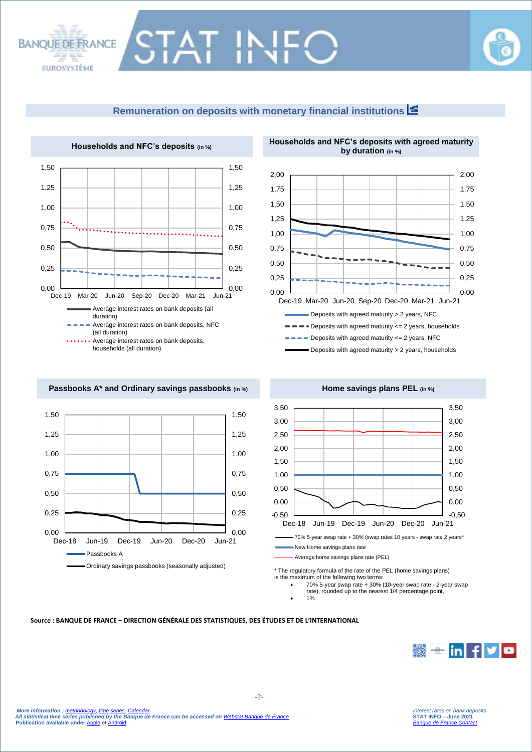## Remuneration on deposits with monetary financial institutions

### Households and NFC's deposits (in %)

1,50
1,25
1,00
0,75
0,50
0,25
0,00

Dec-19 Mar-20 Jun-20 Sep-20 Dec-20 Mar-21 Jun-21

Average interest rates on bank deposits (all duration)
Average interest rates on bank deposits, NFC (all duration)
Average interest rates on bank deposits, households (all duration)

### Households and NFC's deposits with agreed maturity by duration (in %)

2,00
1,75
1,50
1,25
1,00
0,75
0,50
0,25
0,00

Dec-19 Mar-20 Jun-20 Sep-20 Dec-20 Mar-21 Jun-21

Deposits with agreed maturity > 2 years, NFC
Deposits with agreed maturity <= 2 years, households
Deposits with agreed maturity <= 2 years, NFC
Deposits with agreed maturity > 2 years, households

### Passbooks A* and Ordinary savings passbooks (in %)

1,50
1,25
1,00
0,75
0,50
0,25
0,00

Dec-18 Jun-19 Dec-19 Jun-20 Dec-20 Jun-21

Passbooks A
Ordinary savings passbooks (seasonally adjusted)

### Home savings plans PEL (in %)

3,50
3,00
2,50
2,00
1,50
1,00
0,50
0,00
-0,50

Dec-18 Jun-19 Dec-19 Jun-20 Dec-20 Jun-21

70% 5-year swap rate + 30% (swap rates 10 years - swap rate 2 years*
New Home savings plans rate
Average home savings plans rate (PEL)

\* The regulatory formula of the rate of the PEL (home savings plans) is the maximum of the following two terms:

- 70% 5-year swap rate + 30% (10-year swap rate - 2-year swap rate), rounded up to the nearest 1/4 percentage point,
- 1%

**Source : BANQUE DE FRANCE – DIRECTION GÉNÉRALE DES STATISTIQUES, DES ÉTUDES ET DE L'INTERNATIONAL**

***More information :*** *methodology, time series, Calendar*
***All statistical time series published by the Banque de France can be accessed on** Webstat Banque de France*
**Publication available under** Apple et Android

*Interest rates on bank deposits*
**STAT INFO – June 2021**
*Banque de France Contact*